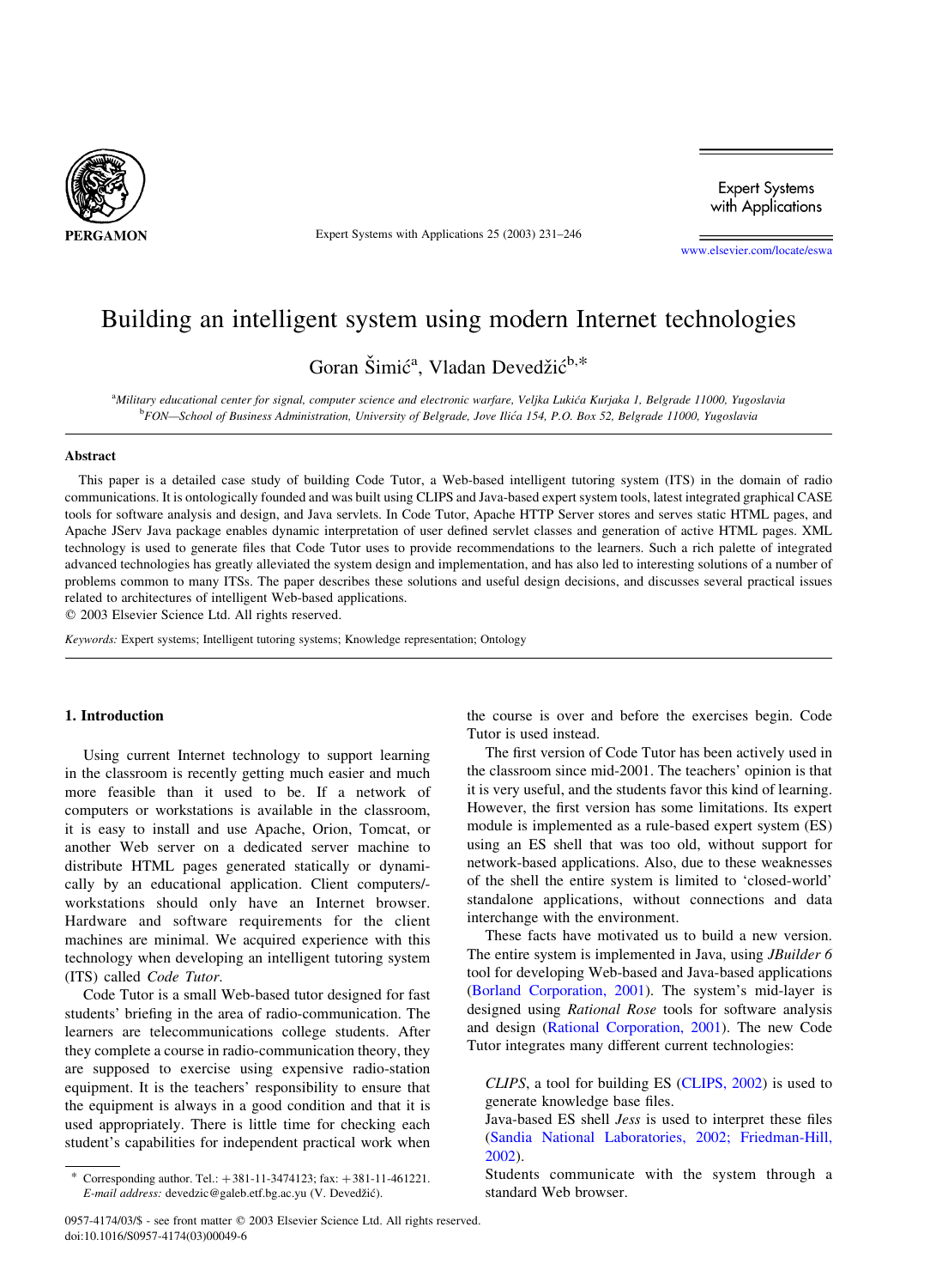# Building an intelligent system using modern Internet technologies

Goran Šimić[a], Vladan Devedžić[b,*]

[a]*Military educational center for signal, computer science and electronic warfare, Veljka Lukića Kurjaka 1, Belgrade 11000, Yugoslavia*
[b]*FON—School of Business Administration, University of Belgrade, Jove Ilića 154, P.O. Box 52, Belgrade 11000, Yugoslavia*

## Abstract

This paper is a detailed case study of building Code Tutor, a Web-based intelligent tutoring system (ITS) in the domain of radio communications. It is ontologically founded and was built using CLIPS and Java-based expert system tools, latest integrated graphical CASE tools for software analysis and design, and Java servlets. In Code Tutor, Apache HTTP Server stores and serves static HTML pages, and Apache JServ Java package enables dynamic interpretation of user defined servlet classes and generation of active HTML pages. XML technology is used to generate files that Code Tutor uses to provide recommendations to the learners. Such a rich palette of integrated advanced technologies has greatly alleviated the system design and implementation, and has also led to interesting solutions of a number of problems common to many ITSs. The paper describes these solutions and useful design decisions, and discusses several practical issues related to architectures of intelligent Web-based applications.

© 2003 Elsevier Science Ltd. All rights reserved.

*Keywords:* Expert systems; Intelligent tutoring systems; Knowledge representation; Ontology

## 1. Introduction

Using current Internet technology to support learning in the classroom is recently getting much easier and much more feasible than it used to be. If a network of computers or workstations is available in the classroom, it is easy to install and use Apache, Orion, Tomcat, or another Web server on a dedicated server machine to distribute HTML pages generated statically or dynamically by an educational application. Client computers/workstations should only have an Internet browser. Hardware and software requirements for the client machines are minimal. We acquired experience with this technology when developing an intelligent tutoring system (ITS) called *Code Tutor*.

Code Tutor is a small Web-based tutor designed for fast students' briefing in the area of radio-communication. The learners are telecommunications college students. After they complete a course in radio-communication theory, they are supposed to exercise using expensive radio-station equipment. It is the teachers' responsibility to ensure that the equipment is always in a good condition and that it is used appropriately. There is little time for checking each student's capabilities for independent practical work when the course is over and before the exercises begin. Code Tutor is used instead.

The first version of Code Tutor has been actively used in the classroom since mid-2001. The teachers' opinion is that it is very useful, and the students favor this kind of learning. However, the first version has some limitations. Its expert module is implemented as a rule-based expert system (ES) using an ES shell that was too old, without support for network-based applications. Also, due to these weaknesses of the shell the entire system is limited to 'closed-world' standalone applications, without connections and data interchange with the environment.

These facts have motivated us to build a new version. The entire system is implemented in Java, using *JBuilder 6* tool for developing Web-based and Java-based applications (Borland Corporation, 2001). The system's mid-layer is designed using *Rational Rose* tools for software analysis and design (Rational Corporation, 2001). The new Code Tutor integrates many different current technologies:

*CLIPS*, a tool for building ES (CLIPS, 2002) is used to generate knowledge base files.

Java-based ES shell *Jess* is used to interpret these files (Sandia National Laboratories, 2002; Friedman-Hill, 2002).

Students communicate with the system through a standard Web browser.

* Corresponding author. Tel.: +381-11-3474123; fax: +381-11-461221. *E-mail address:* devedzic@galeb.etf.bg.ac.yu (V. Devedžić).

0957-4174/03/$ - see front matter © 2003 Elsevier Science Ltd. All rights reserved.
doi:10.1016/S0957-4174(03)00049-6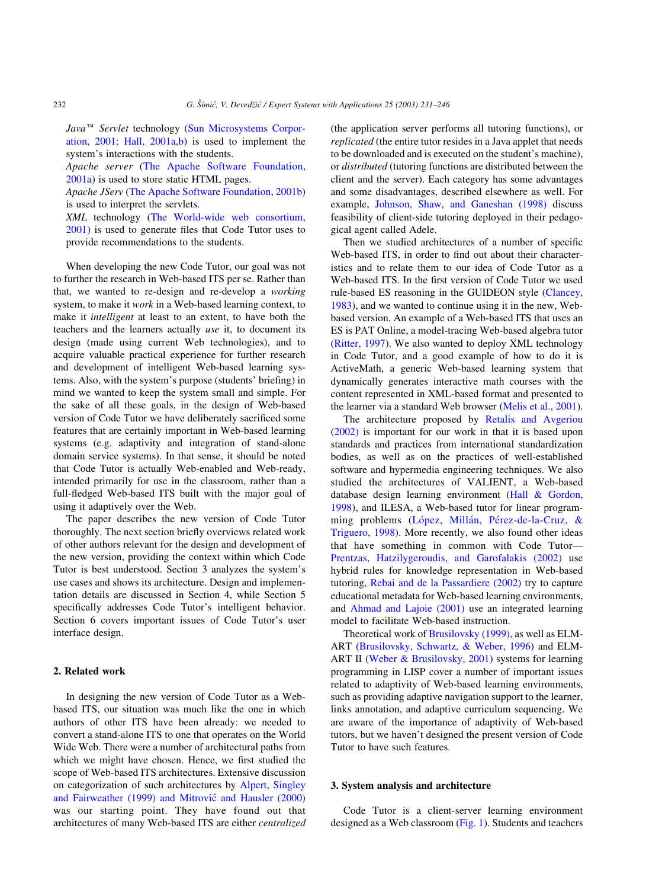*Java™ Servlet* technology (Sun Microsystems Corporation, 2001; Hall, 2001a,b) is used to implement the system's interactions with the students.
*Apache server* (The Apache Software Foundation, 2001a) is used to store static HTML pages.
*Apache JServ* (The Apache Software Foundation, 2001b) is used to interpret the servlets.
*XML* technology (The World-wide web consortium, 2001) is used to generate files that Code Tutor uses to provide recommendations to the students.

When developing the new Code Tutor, our goal was not to further the research in Web-based ITS per se. Rather than that, we wanted to re-design and re-develop a *working* system, to make it *work* in a Web-based learning context, to make it *intelligent* at least to an extent, to have both the teachers and the learners actually *use* it, to document its design (made using current Web technologies), and to acquire valuable practical experience for further research and development of intelligent Web-based learning systems. Also, with the system's purpose (students' briefing) in mind we wanted to keep the system small and simple. For the sake of all these goals, in the design of Web-based version of Code Tutor we have deliberately sacrificed some features that are certainly important in Web-based learning systems (e.g. adaptivity and integration of stand-alone domain service systems). In that sense, it should be noted that Code Tutor is actually Web-enabled and Web-ready, intended primarily for use in the classroom, rather than a full-fledged Web-based ITS built with the major goal of using it adaptively over the Web.

The paper describes the new version of Code Tutor thoroughly. The next section briefly overviews related work of other authors relevant for the design and development of the new version, providing the context within which Code Tutor is best understood. Section 3 analyzes the system's use cases and shows its architecture. Design and implementation details are discussed in Section 4, while Section 5 specifically addresses Code Tutor's intelligent behavior. Section 6 covers important issues of Code Tutor's user interface design.

## 2. Related work

In designing the new version of Code Tutor as a Web-based ITS, our situation was much like the one in which authors of other ITS have been already: we needed to convert a stand-alone ITS to one that operates on the World Wide Web. There were a number of architectural paths from which we might have chosen. Hence, we first studied the scope of Web-based ITS architectures. Extensive discussion on categorization of such architectures by Alpert, Singley and Fairweather (1999) and Mitrović and Hausler (2000) was our starting point. They have found out that architectures of many Web-based ITS are either *centralized* (the application server performs all tutoring functions), or *replicated* (the entire tutor resides in a Java applet that needs to be downloaded and is executed on the student's machine), or *distributed* (tutoring functions are distributed between the client and the server). Each category has some advantages and some disadvantages, described elsewhere as well. For example, Johnson, Shaw, and Ganeshan (1998) discuss feasibility of client-side tutoring deployed in their pedagogical agent called Adele.

Then we studied architectures of a number of specific Web-based ITS, in order to find out about their characteristics and to relate them to our idea of Code Tutor as a Web-based ITS. In the first version of Code Tutor we used rule-based ES reasoning in the GUIDEON style (Clancey, 1983), and we wanted to continue using it in the new, Web-based version. An example of a Web-based ITS that uses an ES is PAT Online, a model-tracing Web-based algebra tutor (Ritter, 1997). We also wanted to deploy XML technology in Code Tutor, and a good example of how to do it is ActiveMath, a generic Web-based learning system that dynamically generates interactive math courses with the content represented in XML-based format and presented to the learner via a standard Web browser (Melis et al., 2001).

The architecture proposed by Retalis and Avgeriou (2002) is important for our work in that it is based upon standards and practices from international standardization bodies, as well as on the practices of well-established software and hypermedia engineering techniques. We also studied the architectures of VALIENT, a Web-based database design learning environment (Hall & Gordon, 1998), and ILESA, a Web-based tutor for linear programming problems (López, Millán, Pérez-de-la-Cruz, & Triguero, 1998). More recently, we also found other ideas that have something in common with Code Tutor—Prentzas, Hatzilygeroudis, and Garofalakis (2002) use hybrid rules for knowledge representation in Web-based tutoring, Rebai and de la Passardiere (2002) try to capture educational metadata for Web-based learning environments, and Ahmad and Lajoie (2001) use an integrated learning model to facilitate Web-based instruction.

Theoretical work of Brusilovsky (1999), as well as ELM-ART (Brusilovsky, Schwartz, & Weber, 1996) and ELM-ART II (Weber & Brusilovsky, 2001) systems for learning programming in LISP cover a number of important issues related to adaptivity of Web-based learning environments, such as providing adaptive navigation support to the learner, links annotation, and adaptive curriculum sequencing. We are aware of the importance of adaptivity of Web-based tutors, but we haven't designed the present version of Code Tutor to have such features.

## 3. System analysis and architecture

Code Tutor is a client-server learning environment designed as a Web classroom (Fig. 1). Students and teachers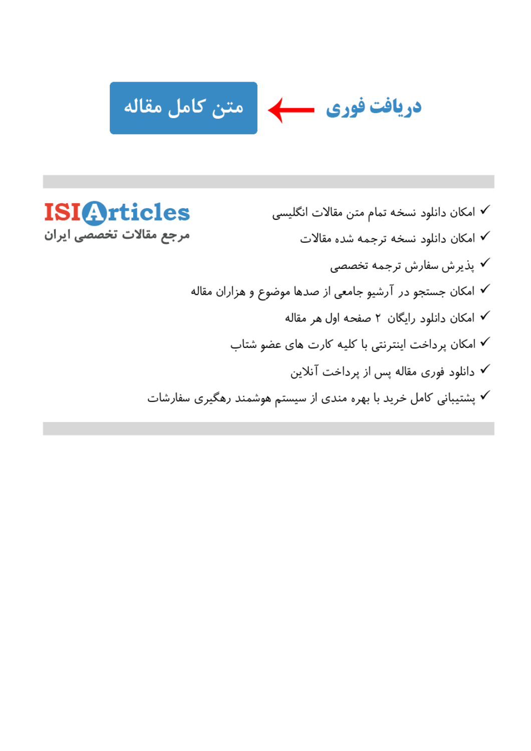دریافت فوری ← **متن کامل مقاله**

**ISIArticles**

مرجع مقالات تخصصی ایران

- ✓ امکان دانلود نسخه تمام متن مقالات انگلیسی
- ✓ امکان دانلود نسخه ترجمه شده مقالات
- ✓ پذیرش سفارش ترجمه تخصصی
- ✓ امکان جستجو در آرشیو جامعی از صدها موضوع و هزاران مقاله
- ✓ امکان دانلود رایگان ۲ صفحه اول هر مقاله
- ✓ امکان پرداخت اینترنتی با کلیه کارت های عضو شتاب
- ✓ دانلود فوری مقاله پس از پرداخت آنلاین
- ✓ پشتیبانی کامل خرید با بهره مندی از سیستم هوشمند رهگیری سفارشات